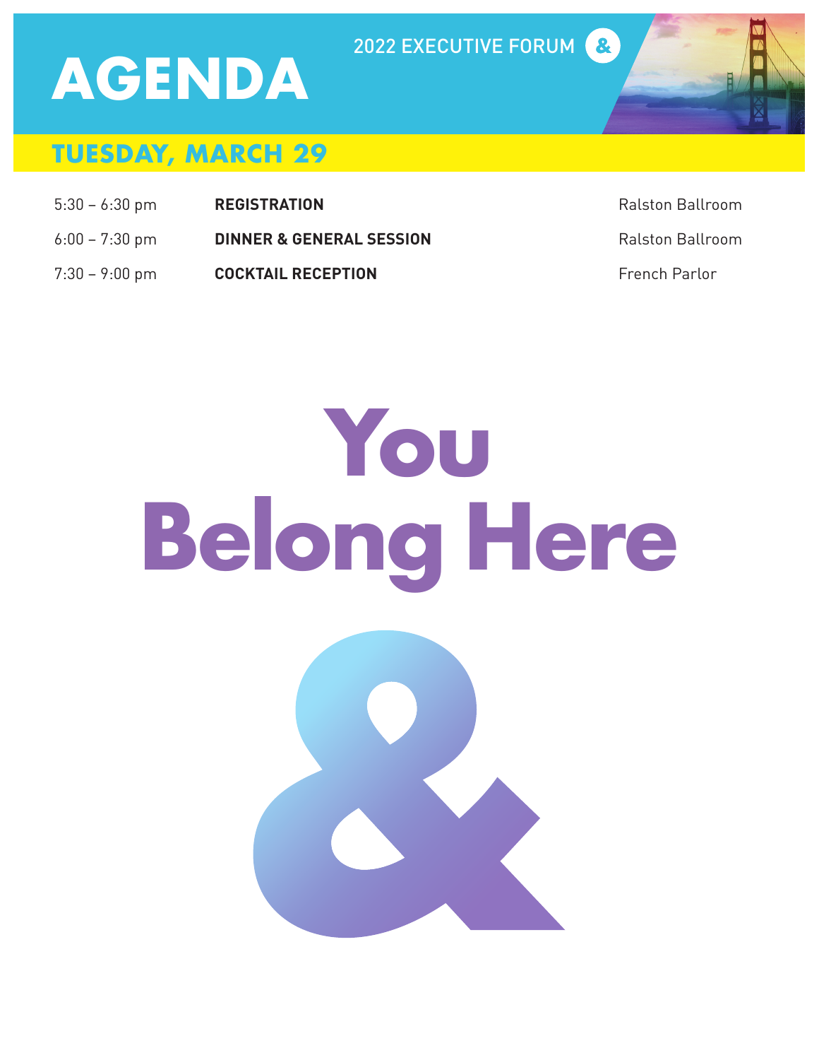# AGENDA

2022 EXECUTIVE FORUM &

## TUESDAY, MARCH 29

| | | |
|---|---|---|
| 5:30 – 6:30 pm | **REGISTRATION** | Ralston Ballroom |
| 6:00 – 7:30 pm | **DINNER & GENERAL SESSION** | Ralston Ballroom |
| 7:30 – 9:00 pm | **COCKTAIL RECEPTION** | French Parlor |

# You Belong Here

&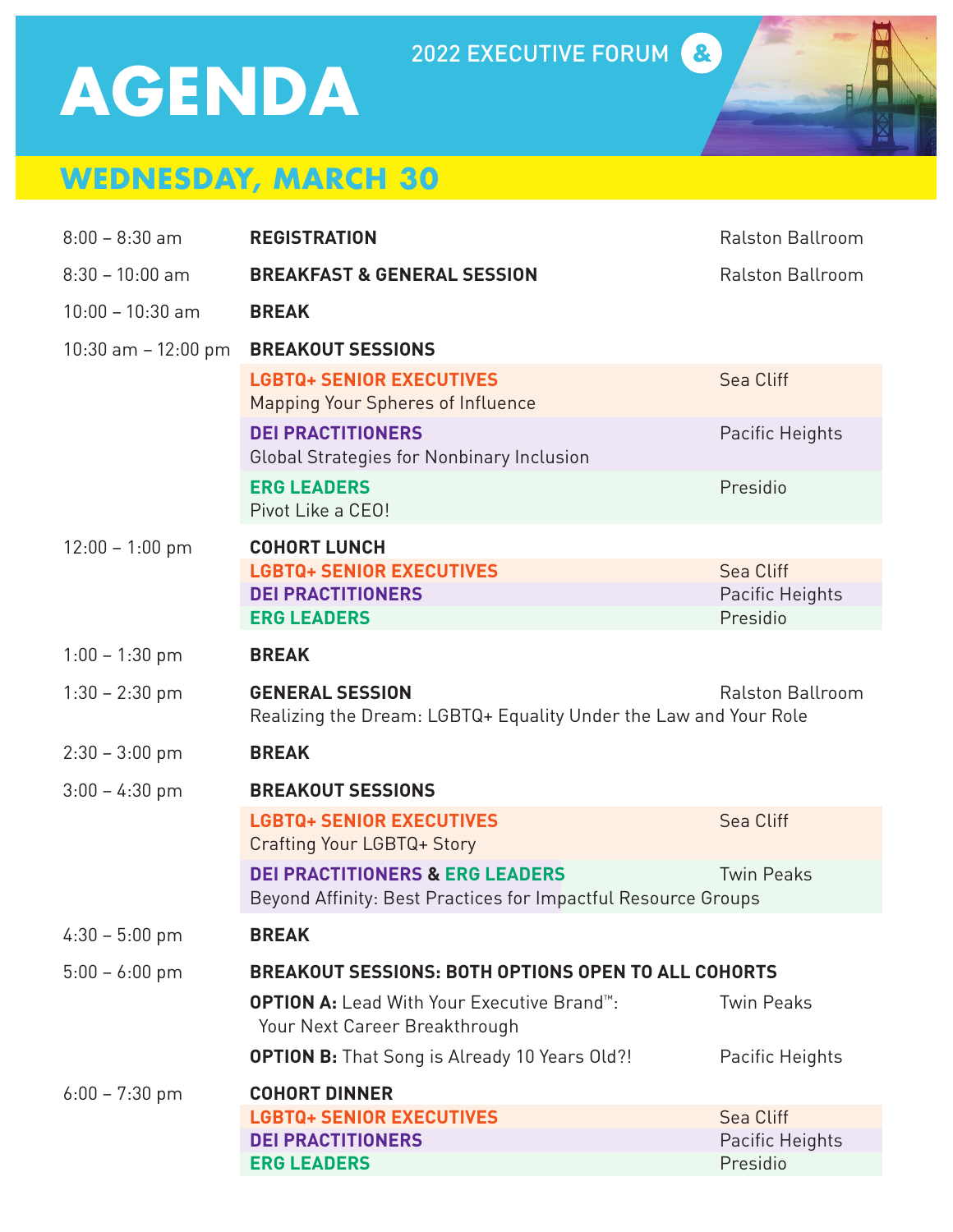# AGENDA

2022 EXECUTIVE FORUM &

## WEDNESDAY, MARCH 30

| Time | Session | Location |
|---|---|---|
| 8:00 – 8:30 am | **REGISTRATION** | Ralston Ballroom |
| 8:30 – 10:00 am | **BREAKFAST & GENERAL SESSION** | Ralston Ballroom |
| 10:00 – 10:30 am | **BREAK** | |
| 10:30 am – 12:00 pm | **BREAKOUT SESSIONS** | |
| | **LGBTQ+ SENIOR EXECUTIVES** Mapping Your Spheres of Influence | Sea Cliff |
| | **DEI PRACTITIONERS** Global Strategies for Nonbinary Inclusion | Pacific Heights |
| | **ERG LEADERS** Pivot Like a CEO! | Presidio |
| 12:00 – 1:00 pm | **COHORT LUNCH** | |
| | **LGBTQ+ SENIOR EXECUTIVES** | Sea Cliff |
| | **DEI PRACTITIONERS** | Pacific Heights |
| | **ERG LEADERS** | Presidio |
| 1:00 – 1:30 pm | **BREAK** | |
| 1:30 – 2:30 pm | **GENERAL SESSION** Realizing the Dream: LGBTQ+ Equality Under the Law and Your Role | Ralston Ballroom |
| 2:30 – 3:00 pm | **BREAK** | |
| 3:00 – 4:30 pm | **BREAKOUT SESSIONS** | |
| | **LGBTQ+ SENIOR EXECUTIVES** Crafting Your LGBTQ+ Story | Sea Cliff |
| | **DEI PRACTITIONERS & ERG LEADERS** Beyond Affinity: Best Practices for Impactful Resource Groups | Twin Peaks |
| 4:30 – 5:00 pm | **BREAK** | |
| 5:00 – 6:00 pm | **BREAKOUT SESSIONS: BOTH OPTIONS OPEN TO ALL COHORTS** | |
| | **OPTION A:** Lead With Your Executive Brand™: Your Next Career Breakthrough | Twin Peaks |
| | **OPTION B:** That Song is Already 10 Years Old?! | Pacific Heights |
| 6:00 – 7:30 pm | **COHORT DINNER** | |
| | **LGBTQ+ SENIOR EXECUTIVES** | Sea Cliff |
| | **DEI PRACTITIONERS** | Pacific Heights |
| | **ERG LEADERS** | Presidio |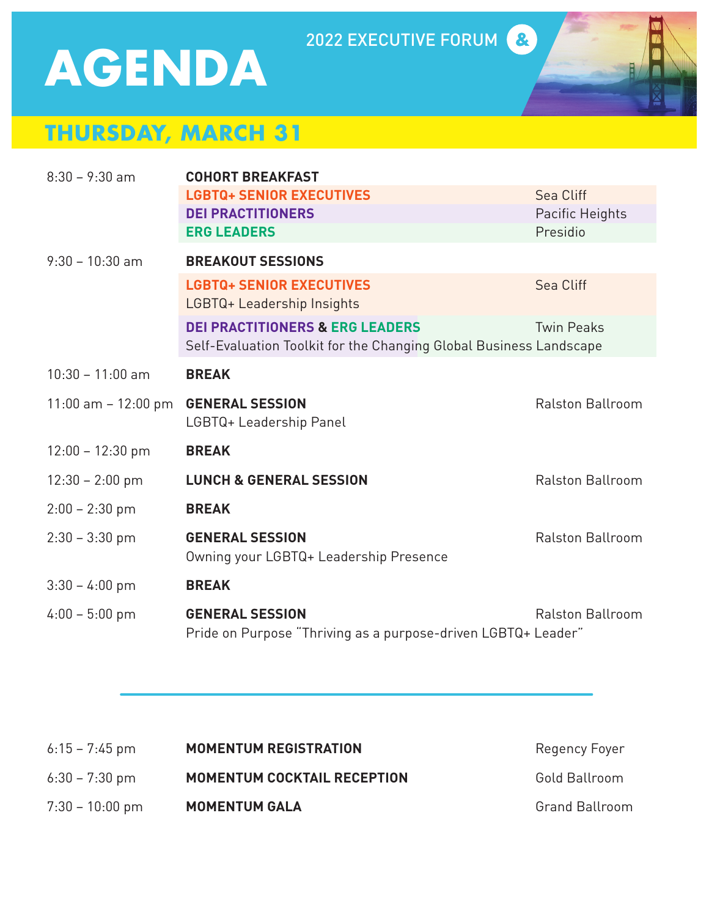# AGENDA

2022 EXECUTIVE FORUM &

## THURSDAY, MARCH 31

| | | |
|---|---|---|
| 8:30 – 9:30 am | **COHORT BREAKFAST** | |
| | **LGBTQ+ SENIOR EXECUTIVES** | Sea Cliff |
| | **DEI PRACTITIONERS** | Pacific Heights |
| | **ERG LEADERS** | Presidio |
| 9:30 – 10:30 am | **BREAKOUT SESSIONS** | |
| | **LGBTQ+ SENIOR EXECUTIVES**<br>LGBTQ+ Leadership Insights | Sea Cliff |
| | **DEI PRACTITIONERS & ERG LEADERS**<br>Self-Evaluation Toolkit for the Changing Global Business Landscape | Twin Peaks |
| 10:30 – 11:00 am | **BREAK** | |
| 11:00 am – 12:00 pm | **GENERAL SESSION**<br>LGBTQ+ Leadership Panel | Ralston Ballroom |
| 12:00 – 12:30 pm | **BREAK** | |
| 12:30 – 2:00 pm | **LUNCH & GENERAL SESSION** | Ralston Ballroom |
| 2:00 – 2:30 pm | **BREAK** | |
| 2:30 – 3:30 pm | **GENERAL SESSION**<br>Owning your LGBTQ+ Leadership Presence | Ralston Ballroom |
| 3:30 – 4:00 pm | **BREAK** | |
| 4:00 – 5:00 pm | **GENERAL SESSION**<br>Pride on Purpose "Thriving as a purpose-driven LGBTQ+ Leader" | Ralston Ballroom |

---

| | | |
|---|---|---|
| 6:15 – 7:45 pm | **MOMENTUM REGISTRATION** | Regency Foyer |
| 6:30 – 7:30 pm | **MOMENTUM COCKTAIL RECEPTION** | Gold Ballroom |
| 7:30 – 10:00 pm | **MOMENTUM GALA** | Grand Ballroom |